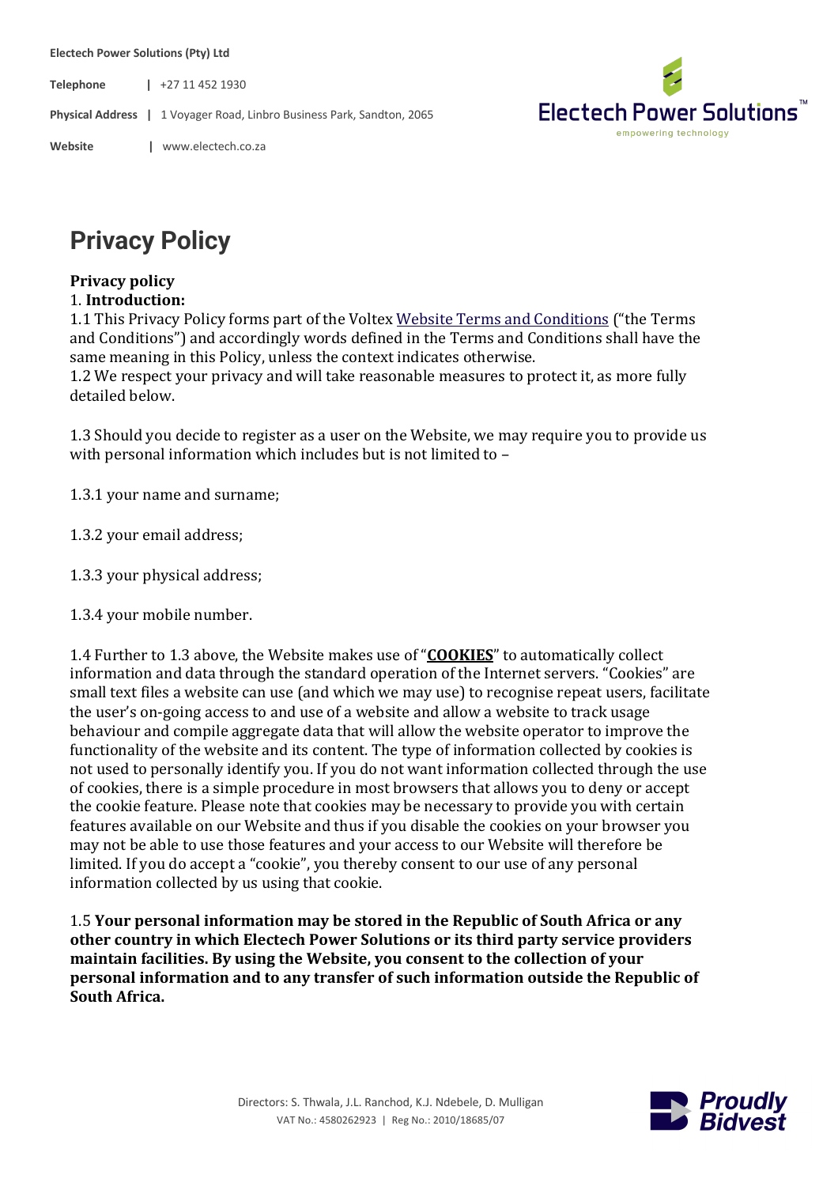Electech Power Solutions (Pty) Ltd

Telephone | +27 11 452 1930

Physical Address | 1 Voyager Road, Linbro Business Park, Sandton, 2065

Website | www.electech.co.za

# Privacy Policy

**Privacy policy**

1. **Introduction:**

1.1 This Privacy Policy forms part of the Voltex Website Terms and Conditions ("the Terms and Conditions") and accordingly words defined in the Terms and Conditions shall have the same meaning in this Policy, unless the context indicates otherwise.

1.2 We respect your privacy and will take reasonable measures to protect it, as more fully detailed below.

1.3 Should you decide to register as a user on the Website, we may require you to provide us with personal information which includes but is not limited to –

1.3.1 your name and surname;

1.3.2 your email address;

1.3.3 your physical address;

1.3.4 your mobile number.

1.4 Further to 1.3 above, the Website makes use of "**COOKIES**" to automatically collect information and data through the standard operation of the Internet servers. "Cookies" are small text files a website can use (and which we may use) to recognise repeat users, facilitate the user's on-going access to and use of a website and allow a website to track usage behaviour and compile aggregate data that will allow the website operator to improve the functionality of the website and its content. The type of information collected by cookies is not used to personally identify you. If you do not want information collected through the use of cookies, there is a simple procedure in most browsers that allows you to deny or accept the cookie feature. Please note that cookies may be necessary to provide you with certain features available on our Website and thus if you disable the cookies on your browser you may not be able to use those features and your access to our Website will therefore be limited. If you do accept a "cookie", you thereby consent to our use of any personal information collected by us using that cookie.

1.5 **Your personal information may be stored in the Republic of South Africa or any other country in which Electech Power Solutions or its third party service providers maintain facilities. By using the Website, you consent to the collection of your personal information and to any transfer of such information outside the Republic of South Africa.**

Directors: S. Thwala, J.L. Ranchod, K.J. Ndebele, D. Mulligan
VAT No.: 4580262923 | Reg No.: 2010/18685/07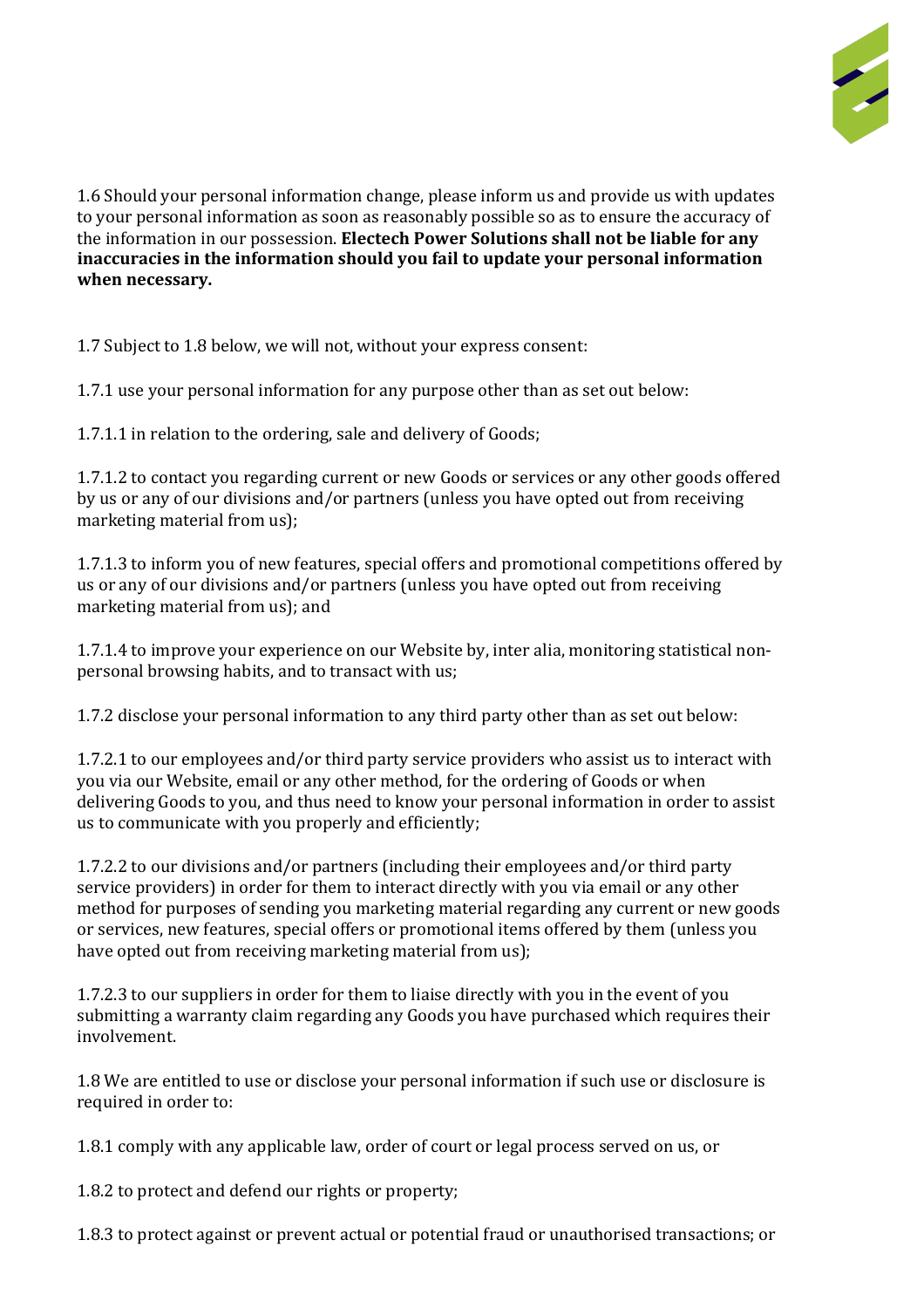1.6 Should your personal information change, please inform us and provide us with updates to your personal information as soon as reasonably possible so as to ensure the accuracy of the information in our possession. **Electech Power Solutions shall not be liable for any inaccuracies in the information should you fail to update your personal information when necessary.**

1.7 Subject to 1.8 below, we will not, without your express consent:

1.7.1 use your personal information for any purpose other than as set out below:

1.7.1.1 in relation to the ordering, sale and delivery of Goods;

1.7.1.2 to contact you regarding current or new Goods or services or any other goods offered by us or any of our divisions and/or partners (unless you have opted out from receiving marketing material from us);

1.7.1.3 to inform you of new features, special offers and promotional competitions offered by us or any of our divisions and/or partners (unless you have opted out from receiving marketing material from us); and

1.7.1.4 to improve your experience on our Website by, inter alia, monitoring statistical non-personal browsing habits, and to transact with us;

1.7.2 disclose your personal information to any third party other than as set out below:

1.7.2.1 to our employees and/or third party service providers who assist us to interact with you via our Website, email or any other method, for the ordering of Goods or when delivering Goods to you, and thus need to know your personal information in order to assist us to communicate with you properly and efficiently;

1.7.2.2 to our divisions and/or partners (including their employees and/or third party service providers) in order for them to interact directly with you via email or any other method for purposes of sending you marketing material regarding any current or new goods or services, new features, special offers or promotional items offered by them (unless you have opted out from receiving marketing material from us);

1.7.2.3 to our suppliers in order for them to liaise directly with you in the event of you submitting a warranty claim regarding any Goods you have purchased which requires their involvement.

1.8 We are entitled to use or disclose your personal information if such use or disclosure is required in order to:

1.8.1 comply with any applicable law, order of court or legal process served on us, or

1.8.2 to protect and defend our rights or property;

1.8.3 to protect against or prevent actual or potential fraud or unauthorised transactions; or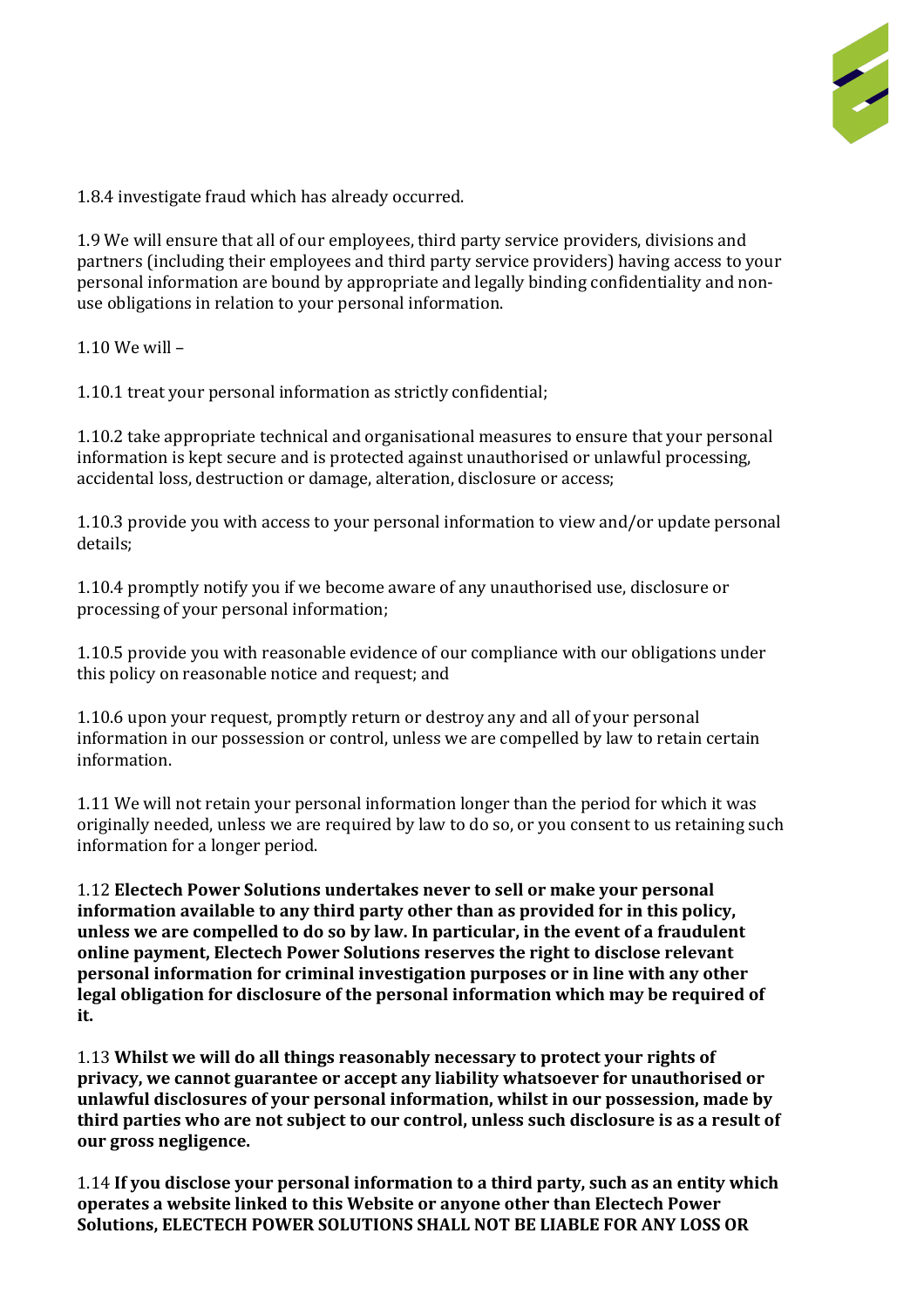1.8.4 investigate fraud which has already occurred.

1.9 We will ensure that all of our employees, third party service providers, divisions and partners (including their employees and third party service providers) having access to your personal information are bound by appropriate and legally binding confidentiality and non-use obligations in relation to your personal information.

1.10 We will –

1.10.1 treat your personal information as strictly confidential;

1.10.2 take appropriate technical and organisational measures to ensure that your personal information is kept secure and is protected against unauthorised or unlawful processing, accidental loss, destruction or damage, alteration, disclosure or access;

1.10.3 provide you with access to your personal information to view and/or update personal details;

1.10.4 promptly notify you if we become aware of any unauthorised use, disclosure or processing of your personal information;

1.10.5 provide you with reasonable evidence of our compliance with our obligations under this policy on reasonable notice and request; and

1.10.6 upon your request, promptly return or destroy any and all of your personal information in our possession or control, unless we are compelled by law to retain certain information.

1.11 We will not retain your personal information longer than the period for which it was originally needed, unless we are required by law to do so, or you consent to us retaining such information for a longer period.

1.12 **Electech Power Solutions undertakes never to sell or make your personal information available to any third party other than as provided for in this policy, unless we are compelled to do so by law. In particular, in the event of a fraudulent online payment, Electech Power Solutions reserves the right to disclose relevant personal information for criminal investigation purposes or in line with any other legal obligation for disclosure of the personal information which may be required of it.**

1.13 **Whilst we will do all things reasonably necessary to protect your rights of privacy, we cannot guarantee or accept any liability whatsoever for unauthorised or unlawful disclosures of your personal information, whilst in our possession, made by third parties who are not subject to our control, unless such disclosure is as a result of our gross negligence.**

1.14 **If you disclose your personal information to a third party, such as an entity which operates a website linked to this Website or anyone other than Electech Power Solutions, ELECTECH POWER SOLUTIONS SHALL NOT BE LIABLE FOR ANY LOSS OR**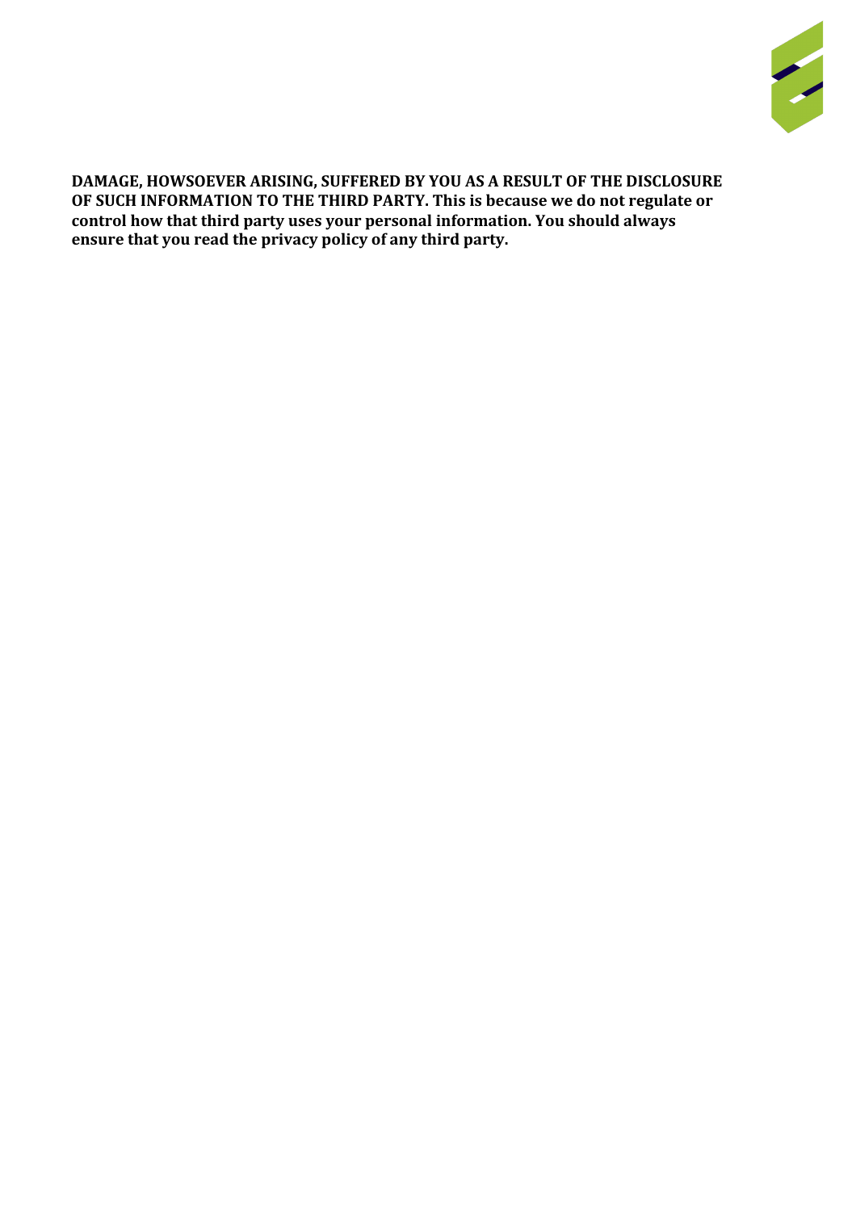**DAMAGE, HOWSOEVER ARISING, SUFFERED BY YOU AS A RESULT OF THE DISCLOSURE OF SUCH INFORMATION TO THE THIRD PARTY. This is because we do not regulate or control how that third party uses your personal information. You should always ensure that you read the privacy policy of any third party.**